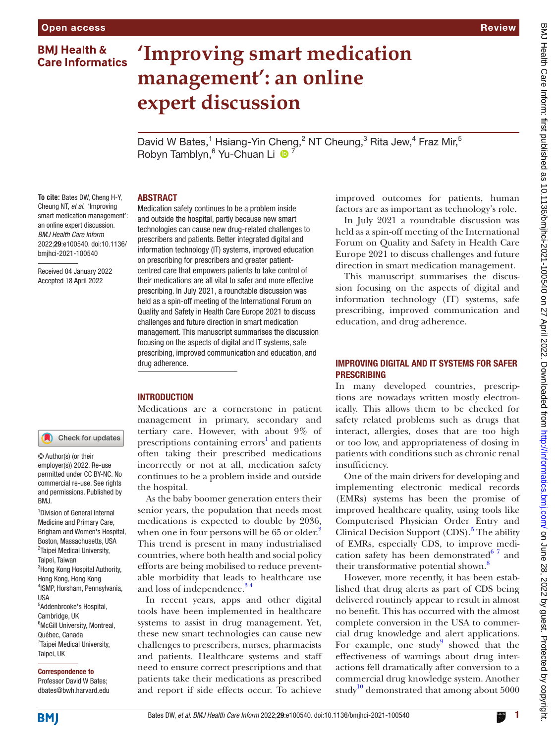# 'Improving smart medication management': an online expert discussion

David W Bates,[1] Hsiang-Yin Cheng,[2] NT Cheung,[3] Rita Jew,[4] Fraz Mir,[5] Robyn Tamblyn,[6] Yu-Chuan Li[7]

**To cite:** Bates DW, Cheng H-Y, Cheung NT, *et al*. 'Improving smart medication management': an online expert discussion. *BMJ Health Care Inform* 2022;**29**:e100540. doi:10.1136/bmjhci-2021-100540

Received 04 January 2022
Accepted 18 April 2022

© Author(s) (or their employer(s)) 2022. Re-use permitted under CC BY-NC. No commercial re-use. See rights and permissions. Published by BMJ.

[1]Division of General Internal Medicine and Primary Care, Brigham and Women's Hospital, Boston, Massachusetts, USA
[2]Taipei Medical University, Taipei, Taiwan
[3]Hong Kong Hospital Authority, Hong Kong, Hong Kong
[4]ISMP, Horsham, Pennsylvania, USA
[5]Addenbrooke's Hospital, Cambridge, UK
[6]McGill University, Montreal, Québec, Canada
[7]Taipei Medical University, Taipei, UK

**Correspondence to**
Professor David W Bates; dbates@bwh.harvard.edu

## ABSTRACT

Medication safety continues to be a problem inside and outside the hospital, partly because new smart technologies can cause new drug-related challenges to prescribers and patients. Better integrated digital and information technology (IT) systems, improved education on prescribing for prescribers and greater patient-centred care that empowers patients to take control of their medications are all vital to safer and more effective prescribing. In July 2021, a roundtable discussion was held as a spin-off meeting of the International Forum on Quality and Safety in Health Care Europe 2021 to discuss challenges and future direction in smart medication management. This manuscript summarises the discussion focusing on the aspects of digital and IT systems, safe prescribing, improved communication and education, and drug adherence.

## INTRODUCTION

Medications are a cornerstone in patient management in primary, secondary and tertiary care. However, with about 9% of prescriptions containing errors[1] and patients often taking their prescribed medications incorrectly or not at all, medication safety continues to be a problem inside and outside the hospital.

As the baby boomer generation enters their senior years, the population that needs most medications is expected to double by 2036, when one in four persons will be 65 or older.[2] This trend is present in many industrialised countries, where both health and social policy efforts are being mobilised to reduce preventable morbidity that leads to healthcare use and loss of independence.[3,4]

In recent years, apps and other digital tools have been implemented in healthcare systems to assist in drug management. Yet, these new smart technologies can cause new challenges to prescribers, nurses, pharmacists and patients. Healthcare systems and staff need to ensure correct prescriptions and that patients take their medications as prescribed and report if side effects occur. To achieve improved outcomes for patients, human factors are as important as technology's role.

In July 2021 a roundtable discussion was held as a spin-off meeting of the International Forum on Quality and Safety in Health Care Europe 2021 to discuss challenges and future direction in smart medication management.

This manuscript summarises the discussion focusing on the aspects of digital and information technology (IT) systems, safe prescribing, improved communication and education, and drug adherence.

## IMPROVING DIGITAL AND IT SYSTEMS FOR SAFER PRESCRIBING

In many developed countries, prescriptions are nowadays written mostly electronically. This allows them to be checked for safety related problems such as drugs that interact, allergies, doses that are too high or too low, and appropriateness of dosing in patients with conditions such as chronic renal insufficiency.

One of the main drivers for developing and implementing electronic medical records (EMRs) systems has been the promise of improved healthcare quality, using tools like Computerised Physician Order Entry and Clinical Decision Support (CDS).[5] The ability of EMRs, especially CDS, to improve medication safety has been demonstrated[6,7] and their transformative potential shown.[8]

However, more recently, it has been established that drug alerts as part of CDS being delivered routinely appear to result in almost no benefit. This has occurred with the almost complete conversion in the USA to commercial drug knowledge and alert applications. For example, one study[9] showed that the effectiveness of warnings about drug interactions fell dramatically after conversion to a commercial drug knowledge system. Another study[10] demonstrated that among about 5000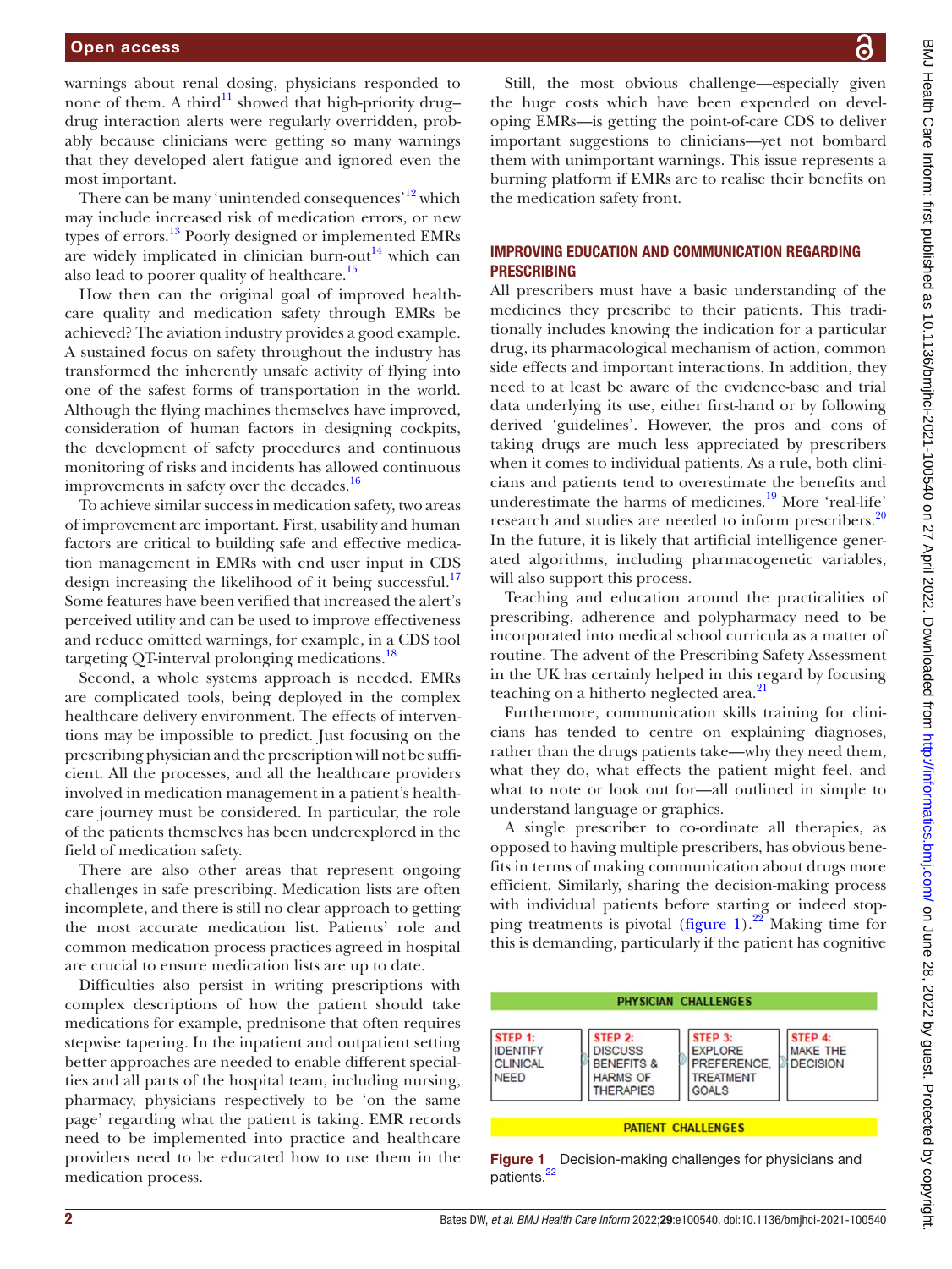warnings about renal dosing, physicians responded to none of them. A third[11] showed that high-priority drug–drug interaction alerts were regularly overridden, probably because clinicians were getting so many warnings that they developed alert fatigue and ignored even the most important.

There can be many 'unintended consequences'[12] which may include increased risk of medication errors, or new types of errors.[13] Poorly designed or implemented EMRs are widely implicated in clinician burn-out[14] which can also lead to poorer quality of healthcare.[15]

How then can the original goal of improved healthcare quality and medication safety through EMRs be achieved? The aviation industry provides a good example. A sustained focus on safety throughout the industry has transformed the inherently unsafe activity of flying into one of the safest forms of transportation in the world. Although the flying machines themselves have improved, consideration of human factors in designing cockpits, the development of safety procedures and continuous monitoring of risks and incidents has allowed continuous improvements in safety over the decades.[16]

To achieve similar success in medication safety, two areas of improvement are important. First, usability and human factors are critical to building safe and effective medication management in EMRs with end user input in CDS design increasing the likelihood of it being successful.[17] Some features have been verified that increased the alert's perceived utility and can be used to improve effectiveness and reduce omitted warnings, for example, in a CDS tool targeting QT-interval prolonging medications.[18]

Second, a whole systems approach is needed. EMRs are complicated tools, being deployed in the complex healthcare delivery environment. The effects of interventions may be impossible to predict. Just focusing on the prescribing physician and the prescription will not be sufficient. All the processes, and all the healthcare providers involved in medication management in a patient's healthcare journey must be considered. In particular, the role of the patients themselves has been underexplored in the field of medication safety.

There are also other areas that represent ongoing challenges in safe prescribing. Medication lists are often incomplete, and there is still no clear approach to getting the most accurate medication list. Patients' role and common medication process practices agreed in hospital are crucial to ensure medication lists are up to date.

Difficulties also persist in writing prescriptions with complex descriptions of how the patient should take medications for example, prednisone that often requires stepwise tapering. In the inpatient and outpatient setting better approaches are needed to enable different specialties and all parts of the hospital team, including nursing, pharmacy, physicians respectively to be 'on the same page' regarding what the patient is taking. EMR records need to be implemented into practice and healthcare providers need to be educated how to use them in the medication process.

Still, the most obvious challenge—especially given the huge costs which have been expended on developing EMRs—is getting the point-of-care CDS to deliver important suggestions to clinicians—yet not bombard them with unimportant warnings. This issue represents a burning platform if EMRs are to realise their benefits on the medication safety front.

## IMPROVING EDUCATION AND COMMUNICATION REGARDING PRESCRIBING

All prescribers must have a basic understanding of the medicines they prescribe to their patients. This traditionally includes knowing the indication for a particular drug, its pharmacological mechanism of action, common side effects and important interactions. In addition, they need to be aware of the evidence-base and trial data underlying its use, either first-hand or by following derived 'guidelines'. However, the pros and cons of taking drugs are much less appreciated by prescribers when it comes to individual patients. As a rule, both clinicians and patients tend to overestimate the benefits and underestimate the harms of medicines.[19] More 'real-life' research and studies are needed to inform prescribers.[20] In the future, it is likely that artificial intelligence generated algorithms, including pharmacogenetic variables, will also support this process.

Teaching and education around the practicalities of prescribing, adherence and polypharmacy need to be incorporated into medical school curricula as a matter of routine. The advent of the Prescribing Safety Assessment in the UK has certainly helped in this regard by focusing teaching on a hitherto neglected area.[21]

Furthermore, communication skills training for clinicians has tended to centre on explaining diagnoses, rather than the drugs patients take—why they need them, what they do, what effects the patient might feel, and what to note or look out for—all outlined in simple to understand language or graphics.

A single prescriber to co-ordinate all therapies, as opposed to having multiple prescribers, has obvious benefits in terms of making communication about drugs more efficient. Similarly, sharing the decision-making process with individual patients before starting or indeed stopping treatments is pivotal (figure 1).[22] Making time for this is demanding, particularly if the patient has cognitive

| PHYSICIAN CHALLENGES | | | |
|---|---|---|---|
| STEP 1: IDENTIFY CLINICAL NEED | STEP 2: DISCUSS BENEFITS & HARMS OF THERAPIES | STEP 3: EXPLORE PREFERENCE, TREATMENT GOALS | STEP 4: MAKE THE DECISION |
| PATIENT CHALLENGES | | | |

Figure 1 Decision-making challenges for physicians and patients.[22]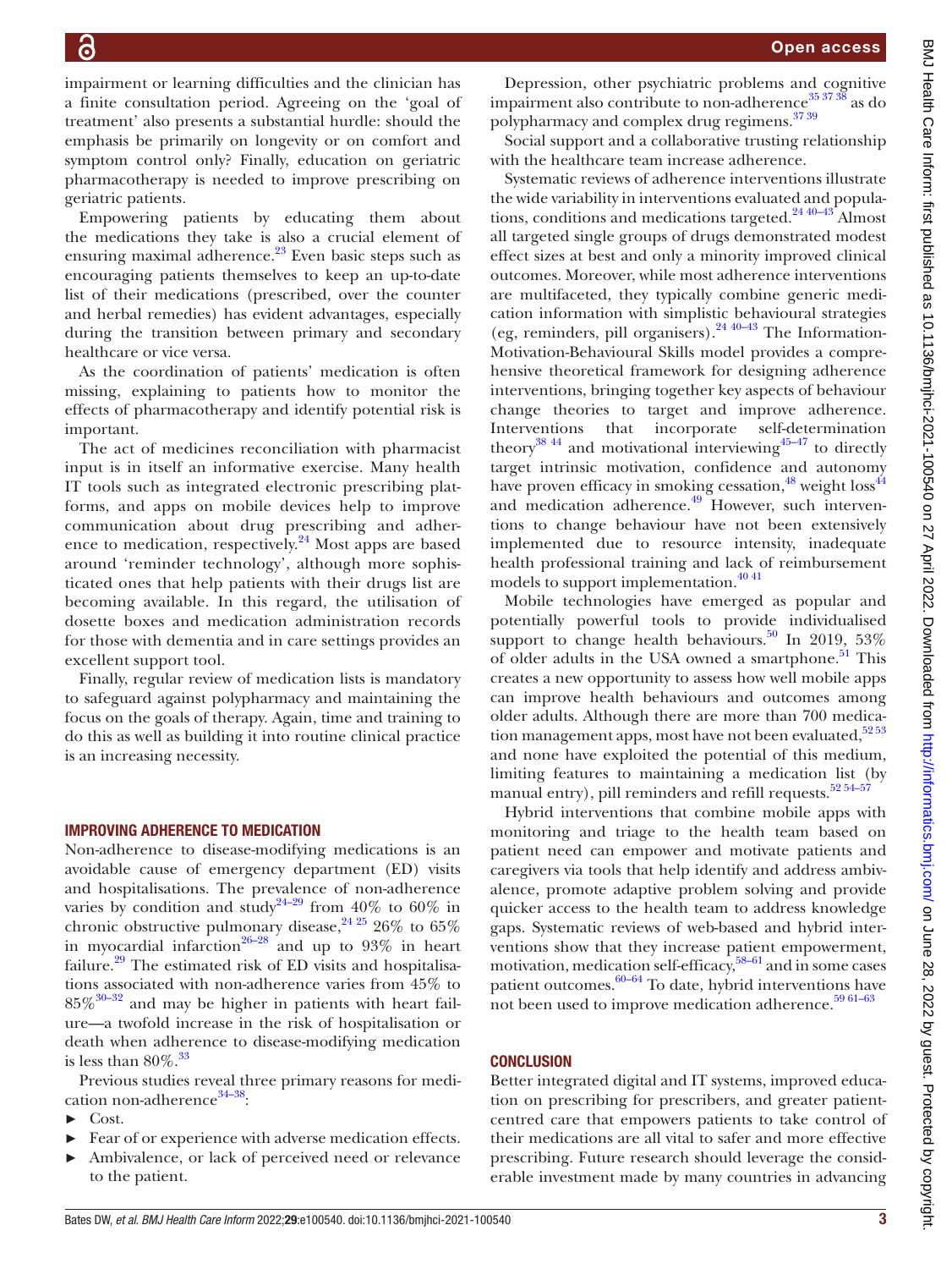impairment or learning difficulties and the clinician has a finite consultation period. Agreeing on the 'goal of treatment' also presents a substantial hurdle: should the emphasis be primarily on longevity or on comfort and symptom control only? Finally, education on geriatric pharmacotherapy is needed to improve prescribing on geriatric patients.

Empowering patients by educating them about the medications they take is also a crucial element of ensuring maximal adherence.[23] Even basic steps such as encouraging patients themselves to keep an up-to-date list of their medications (prescribed, over the counter and herbal remedies) has evident advantages, especially during the transition between primary and secondary healthcare or vice versa.

As the coordination of patients' medication is often missing, explaining to patients how to monitor the effects of pharmacotherapy and identify potential risk is important.

The act of medicines reconciliation with pharmacist input is in itself an informative exercise. Many health IT tools such as integrated electronic prescribing platforms, and apps on mobile devices help to improve communication about drug prescribing and adherence to medication, respectively.[24] Most apps are based around 'reminder technology', although more sophisticated ones that help patients with their drugs list are becoming available. In this regard, the utilisation of dosette boxes and medication administration records for those with dementia and in care settings provides an excellent support tool.

Finally, regular review of medication lists is mandatory to safeguard against polypharmacy and maintaining the focus on the goals of therapy. Again, time and training to do this as well as building it into routine clinical practice is an increasing necessity.

## IMPROVING ADHERENCE TO MEDICATION

Non-adherence to disease-modifying medications is an avoidable cause of emergency department (ED) visits and hospitalisations. The prevalence of non-adherence varies by condition and study[24–29] from 40% to 60% in chronic obstructive pulmonary disease,[24 25] 26% to 65% in myocardial infarction[26–28] and up to 93% in heart failure.[29] The estimated risk of ED visits and hospitalisations associated with non-adherence varies from 45% to 85%[30–32] and may be higher in patients with heart failure—a twofold increase in the risk of hospitalisation or death when adherence to disease-modifying medication is less than 80%.[33]

Previous studies reveal three primary reasons for medication non-adherence[34–38]:

- Cost.
- Fear of or experience with adverse medication effects.
- Ambivalence, or lack of perceived need or relevance to the patient.

Depression, other psychiatric problems and cognitive impairment also contribute to non-adherence[35 37 38] as do polypharmacy and complex drug regimens.[37 39]

Social support and a collaborative trusting relationship with the healthcare team increase adherence.

Systematic reviews of adherence interventions illustrate the wide variability in interventions evaluated and populations, conditions and medications targeted.[24 40–43] Almost all targeted single groups of drugs demonstrated modest effect sizes at best and only a minority improved clinical outcomes. Moreover, while most adherence interventions are multifaceted, they typically combine generic medication information with simplistic behavioural strategies (eg, reminders, pill organisers).[24 40–43] The Information-Motivation-Behavioural Skills model provides a comprehensive theoretical framework for designing adherence interventions, bringing together key aspects of behaviour change theories to target and improve adherence. Interventions that incorporate self-determination theory[38 44] and motivational interviewing[45–47] to directly target intrinsic motivation, confidence and autonomy have proven efficacy in smoking cessation,[48] weight loss[44] and medication adherence.[49] However, such interventions to change behaviour have not been extensively implemented due to resource intensity, inadequate health professional training and lack of reimbursement models to support implementation.[40 41]

Mobile technologies have emerged as popular and potentially powerful tools to provide individualised support to change health behaviours.[50] In 2019, 53% of older adults in the USA owned a smartphone.[51] This creates a new opportunity to assess how well mobile apps can improve health behaviours and outcomes among older adults. Although there are more than 700 medication management apps, most have not been evaluated,[52 53] and none have exploited the potential of this medium, limiting features to maintaining a medication list (by manual entry), pill reminders and refill requests.[52 54–57]

Hybrid interventions that combine mobile apps with monitoring and triage to the health team based on patient need can empower and motivate patients and caregivers via tools that help identify and address ambivalence, promote adaptive problem solving and provide quicker access to the health team to address knowledge gaps. Systematic reviews of web-based and hybrid interventions show that they increase patient empowerment, motivation, medication self-efficacy,[58–61] and in some cases patient outcomes.[60–64] To date, hybrid interventions have not been used to improve medication adherence.[59 61–63]

## CONCLUSION

Better integrated digital and IT systems, improved education on prescribing for prescribers, and greater patient-centred care that empowers patients to take control of their medications are all vital to safer and more effective prescribing. Future research should leverage the considerable investment made by many countries in advancing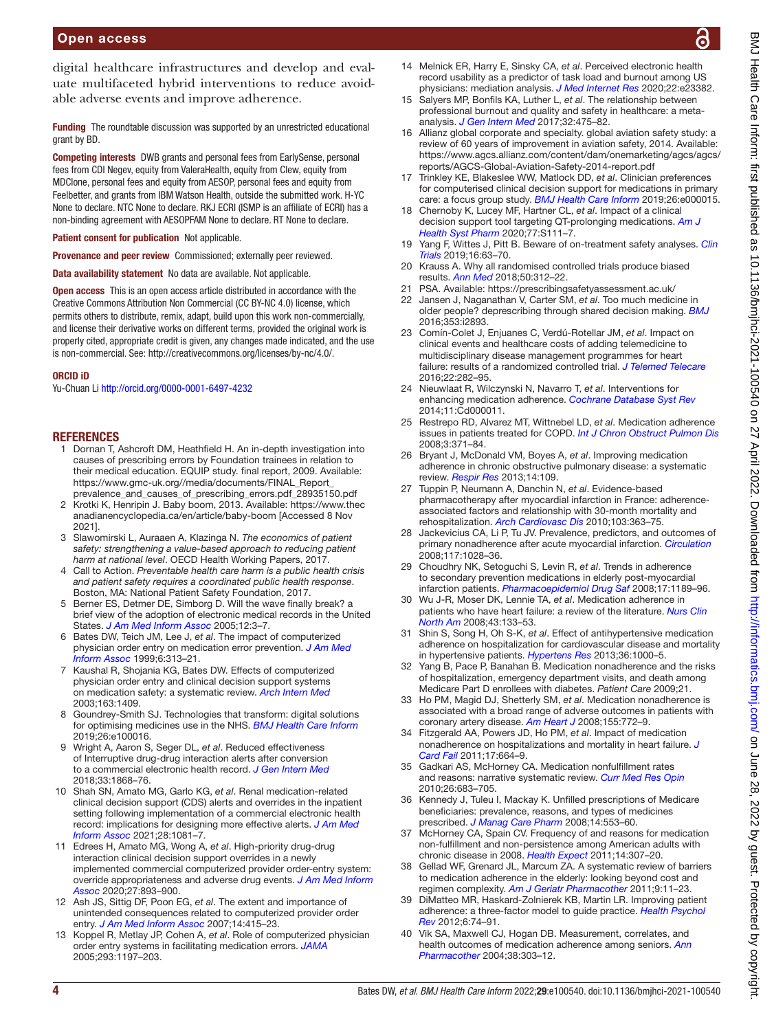digital healthcare infrastructures and develop and evaluate multifaceted hybrid interventions to reduce avoidable adverse events and improve adherence.

**Funding** The roundtable discussion was supported by an unrestricted educational grant by BD.

**Competing interests** DWB grants and personal fees from EarlySense, personal fees from CDI Negev, equity from ValeraHealth, equity from Clew, equity from MDClone, personal fees and equity from AESOP, personal fees and equity from Feelbetter, and grants from IBM Watson Health, outside the submitted work. H-YC None to declare. NTC None to declare. RKJ ECRI (ISMP is an affiliate of ECRI) has a non-binding agreement with AESOPFAM None to declare. RT None to declare.

**Patient consent for publication** Not applicable.

**Provenance and peer review** Commissioned; externally peer reviewed.

**Data availability statement** No data are available. Not applicable.

**Open access** This is an open access article distributed in accordance with the Creative Commons Attribution Non Commercial (CC BY-NC 4.0) license, which permits others to distribute, remix, adapt, build upon this work non-commercially, and license their derivative works on different terms, provided the original work is properly cited, appropriate credit is given, any changes made indicated, and the use is non-commercial. See: http://creativecommons.org/licenses/by-nc/4.0/.

**ORCID iD**

Yu-Chuan Li http://orcid.org/0000-0001-6497-4232

## REFERENCES

1. Dornan T, Ashcroft DM, Heathfield H. An in-depth investigation into causes of prescribing errors by Foundation trainees in relation to their medical education. EQUIP study. final report, 2009. Available: https://www.gmc-uk.org//media/documents/FINAL_Report_prevalence_and_causes_of_prescribing_errors.pdf_28935150.pdf
2. Krotki K, Henripin J. Baby boom, 2013. Available: https://www.thecanadianencyclopedia.ca/en/article/baby-boom [Accessed 8 Nov 2021].
3. Slawomirski L, Auraaen A, Klazinga N. *The economics of patient safety: strengthening a value-based approach to reducing patient harm at national level*. OECD Health Working Papers, 2017.
4. Call to Action. *Preventable health care harm is a public health crisis and patient safety requires a coordinated public health response*. Boston, MA: National Patient Safety Foundation, 2017.
5. Berner ES, Detmer DE, Simborg D. Will the wave finally break? a brief view of the adoption of electronic medical records in the United States. *J Am Med Inform Assoc* 2005;12:3–7.
6. Bates DW, Teich JM, Lee J, *et al*. The impact of computerized physician order entry on medication error prevention. *J Am Med Inform Assoc* 1999;6:313–21.
7. Kaushal R, Shojania KG, Bates DW. Effects of computerized physician order entry and clinical decision support systems on medication safety: a systematic review. *Arch Intern Med* 2003;163:1409.
8. Goundrey-Smith SJ. Technologies that transform: digital solutions for optimising medicines use in the NHS. *BMJ Health Care Inform* 2019;26:e100016.
9. Wright A, Aaron S, Seger DL, *et al*. Reduced effectiveness of Interruptive drug-drug interaction alerts after conversion to a commercial electronic health record. *J Gen Intern Med* 2018;33:1868–76.
10. Shah SN, Amato MG, Garlo KG, *et al*. Renal medication-related clinical decision support (CDS) alerts and overrides in the inpatient setting following implementation of a commercial electronic health record: implications for designing more effective alerts. *J Am Med Inform Assoc* 2021;28:1081–7.
11. Edrees H, Amato MG, Wong A, *et al*. High-priority drug-drug interaction clinical decision support overrides in a newly implemented commercial computerized provider order-entry system: override appropriateness and adverse drug events. *J Am Med Inform Assoc* 2020;27:893–900.
12. Ash JS, Sittig DF, Poon EG, *et al*. The extent and importance of unintended consequences related to computerized provider order entry. *J Am Med Inform Assoc* 2007;14:415–23.
13. Koppel R, Metlay JP, Cohen A, *et al*. Role of computerized physician order entry systems in facilitating medication errors. *JAMA* 2005;293:1197–203.
14. Melnick ER, Harry E, Sinsky CA, *et al*. Perceived electronic health record usability as a predictor of task load and burnout among US physicians: mediation analysis. *J Med Internet Res* 2020;22:e23382.
15. Salyers MP, Bonfils KA, Luther L, *et al*. The relationship between professional burnout and quality and safety in healthcare: a meta-analysis. *J Gen Intern Med* 2017;32:475–82.
16. Allianz global corporate and specialty. global aviation safety study: a review of 60 years of improvement in aviation safety, 2014. Available: https://www.agcs.allianz.com/content/dam/onemarketing/agcs/agcs/reports/AGCS-Global-Aviation-Safety-2014-report.pdf
17. Trinkley KE, Blakeslee WW, Matlock DD, *et al*. Clinician preferences for computerised clinical decision support for medications in primary care: a focus group study. *BMJ Health Care Inform* 2019;26:e000015.
18. Chernoby K, Lucey MF, Hartner CL, *et al*. Impact of a clinical decision support tool targeting QT-prolonging medications. *Am J Health Syst Pharm* 2020;77:S111–7.
19. Yang F, Wittes J, Pitt B. Beware of on-treatment safety analyses. *Clin Trials* 2019;16:63–70.
20. Krauss A. Why all randomised controlled trials produce biased results. *Ann Med* 2018;50:312–22.
21. PSA. Available: https://prescribingsafetyassessment.ac.uk/
22. Jansen J, Naganathan V, Carter SM, *et al*. Too much medicine in older people? deprescribing through shared decision making. *BMJ* 2016;353:i2893.
23. Comín-Colet J, Enjuanes C, Verdú-Rotellar JM, *et al*. Impact on clinical events and healthcare costs of adding telemedicine to multidisciplinary disease management programmes for heart failure: results of a randomized controlled trial. *J Telemed Telecare* 2016;22:282–95.
24. Nieuwlaat R, Wilczynski N, Navarro T, *et al*. Interventions for enhancing medication adherence. *Cochrane Database Syst Rev* 2014;11:Cd000011.
25. Restrepo RD, Alvarez MT, Wittnebel LD, *et al*. Medication adherence issues in patients treated for COPD. *Int J Chron Obstruct Pulmon Dis* 2008;3:371–84.
26. Bryant J, McDonald VM, Boyes A, *et al*. Improving medication adherence in chronic obstructive pulmonary disease: a systematic review. *Respir Res* 2013;14:109.
27. Tuppin P, Neumann A, Danchin N, *et al*. Evidence-based pharmacotherapy after myocardial infarction in France: adherence-associated factors and relationship with 30-month mortality and rehospitalization. *Arch Cardiovasc Dis* 2010;103:363–75.
28. Jackevicius CA, Li P, Tu JV. Prevalence, predictors, and outcomes of primary nonadherence after acute myocardial infarction. *Circulation* 2008;117:1028–36.
29. Choudhry NK, Setoguchi S, Levin R, *et al*. Trends in adherence to secondary prevention medications in elderly post-myocardial infarction patients. *Pharmacoepidemiol Drug Saf* 2008;17:1189–96.
30. Wu J-R, Moser DK, Lennie TA, *et al*. Medication adherence in patients who have heart failure: a review of the literature. *Nurs Clin North Am* 2008;43:133–53.
31. Shin S, Song H, Oh S-K, *et al*. Effect of antihypertensive medication adherence on hospitalization for cardiovascular disease and mortality in hypertensive patients. *Hypertens Res* 2013;36:1000–5.
32. Yang B, Pace P, Banahan B. Medication nonadherence and the risks of hospitalization, emergency department visits, and death among Medicare Part D enrollees with diabetes. *Patient Care* 2009;21.
33. Ho PM, Magid DJ, Shetterly SM, *et al*. Medication nonadherence is associated with a broad range of adverse outcomes in patients with coronary artery disease. *Am Heart J* 2008;155:772–9.
34. Fitzgerald AA, Powers JD, Ho PM, *et al*. Impact of medication nonadherence on hospitalizations and mortality in heart failure. *J Card Fail* 2011;17:664–9.
35. Gadkari AS, McHorney CA. Medication nonfulfillment rates and reasons: narrative systematic review. *Curr Med Res Opin* 2010;26:683–705.
36. Kennedy J, Tuleu I, Mackay K. Unfilled prescriptions of Medicare beneficiaries: prevalence, reasons, and types of medicines prescribed. *J Manag Care Pharm* 2008;14:553–60.
37. McHorney CA, Spain CV. Frequency of and reasons for medication non-fulfillment and non-persistence among American adults with chronic disease in 2008. *Health Expect* 2011;14:307–20.
38. Gellad WF, Grenard JL, Marcum ZA. A systematic review of barriers to medication adherence in the elderly: looking beyond cost and regimen complexity. *Am J Geriatr Pharmacother* 2011;9:11–23.
39. DiMatteo MR, Haskard-Zolnierek KB, Martin LR. Improving patient adherence: a three-factor model to guide practice. *Health Psychol Rev* 2012;6:74–91.
40. Vik SA, Maxwell CJ, Hogan DB. Measurement, correlates, and health outcomes of medication adherence among seniors. *Ann Pharmacother* 2004;38:303–12.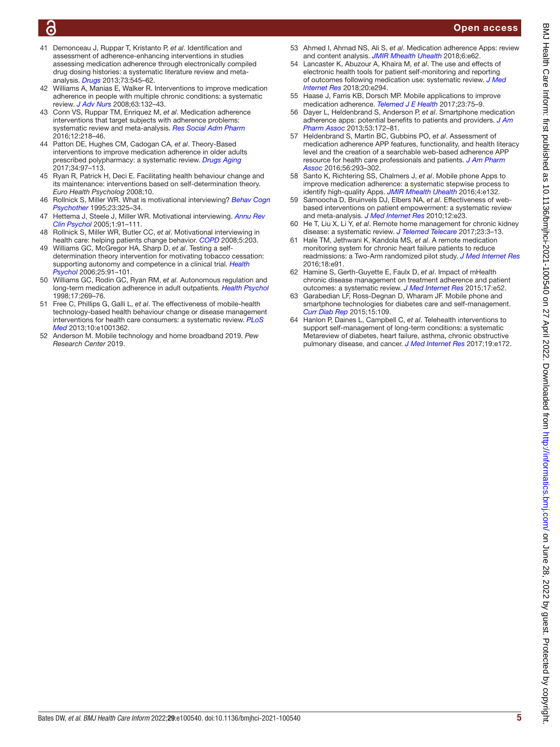41 Demonceau J, Ruppar T, Kristanto P, *et al*. Identification and assessment of adherence-enhancing interventions in studies assessing medication adherence through electronically compiled drug dosing histories: a systematic literature review and meta-analysis. *Drugs* 2013;73:545–62.
42 Williams A, Manias E, Walker R. Interventions to improve medication adherence in people with multiple chronic conditions: a systematic review. *J Adv Nurs* 2008;63:132–43.
43 Conn VS, Ruppar TM, Enriquez M, *et al*. Medication adherence interventions that target subjects with adherence problems: systematic review and meta-analysis. *Res Social Adm Pharm* 2016;12:218–46.
44 Patton DE, Hughes CM, Cadogan CA, *et al*. Theory-Based interventions to improve medication adherence in older adults prescribed polypharmacy: a systematic review. *Drugs Aging* 2017;34:97–113.
45 Ryan R, Patrick H, Deci E. Facilitating health behaviour change and its maintenance: interventions based on self-determination theory. *Euro Health Psycholog* 2008;10.
46 Rollnick S, Miller WR. What is motivational interviewing? *Behav Cogn Psychother* 1995;23:325–34.
47 Hettema J, Steele J, Miller WR. Motivational interviewing. *Annu Rev Clin Psychol* 2005;1:91–111.
48 Rollnick S, Miller WR, Butler CC, *et al*. Motivational interviewing in health care: helping patients change behavior. *COPD* 2008;5:203.
49 Williams GC, McGregor HA, Sharp D, *et al*. Testing a self-determination theory intervention for motivating tobacco cessation: supporting autonomy and competence in a clinical trial. *Health Psychol* 2006;25:91–101.
50 Williams GC, Rodin GC, Ryan RM, *et al*. Autonomous regulation and long-term medication adherence in adult outpatients. *Health Psychol* 1998;17:269–76.
51 Free C, Phillips G, Galli L, *et al*. The effectiveness of mobile-health technology-based health behaviour change or disease management interventions for health care consumers: a systematic review. *PLoS Med* 2013;10:e1001362.
52 Anderson M. Mobile technology and home broadband 2019. *Pew Research Center* 2019.
53 Ahmed I, Ahmad NS, Ali S, *et al*. Medication adherence Apps: review and content analysis. *JMIR Mhealth Uhealth* 2018;6:e62.
54 Lancaster K, Abuzour A, Khaira M, *et al*. The use and effects of electronic health tools for patient self-monitoring and reporting of outcomes following medication use: systematic review. *J Med Internet Res* 2018;20:e294.
55 Haase J, Farris KB, Dorsch MP. Mobile applications to improve medication adherence. *Telemed J E Health* 2017;23:75–9.
56 Dayer L, Heldenbrand S, Anderson P, *et al*. Smartphone medication adherence apps: potential benefits to patients and providers. *J Am Pharm Assoc* 2013;53:172–81.
57 Heldenbrand S, Martin BC, Gubbins PO, *et al*. Assessment of medication adherence APP features, functionality, and health literacy level and the creation of a searchable web-based adherence APP resource for health care professionals and patients. *J Am Pharm Assoc* 2016;56:293–302.
58 Santo K, Richtering SS, Chalmers J, *et al*. Mobile phone Apps to improve medication adherence: a systematic stepwise process to identify high-quality Apps. *JMIR Mhealth Uhealth* 2016;4:e132.
59 Samoocha D, Bruinvels DJ, Elbers NA, *et al*. Effectiveness of web-based interventions on patient empowerment: a systematic review and meta-analysis. *J Med Internet Res* 2010;12:e23.
60 He T, Liu X, Li Y, *et al*. Remote home management for chronic kidney disease: a systematic review. *J Telemed Telecare* 2017;23:3–13.
61 Hale TM, Jethwani K, Kandola MS, *et al*. A remote medication monitoring system for chronic heart failure patients to reduce readmissions: a Two-Arm randomized pilot study. *J Med Internet Res* 2016;18:e91.
62 Hamine S, Gerth-Guyette E, Faulx D, *et al*. Impact of mHealth chronic disease management on treatment adherence and patient outcomes: a systematic review. *J Med Internet Res* 2015;17:e52.
63 Garabedian LF, Ross-Degnan D, Wharam JF. Mobile phone and smartphone technologies for diabetes care and self-management. *Curr Diab Rep* 2015;15:109.
64 Hanlon P, Daines L, Campbell C, *et al*. Telehealth interventions to support self-management of long-term conditions: a systematic Metareview of diabetes, heart failure, asthma, chronic obstructive pulmonary disease, and cancer. *J Med Internet Res* 2017;19:e172.